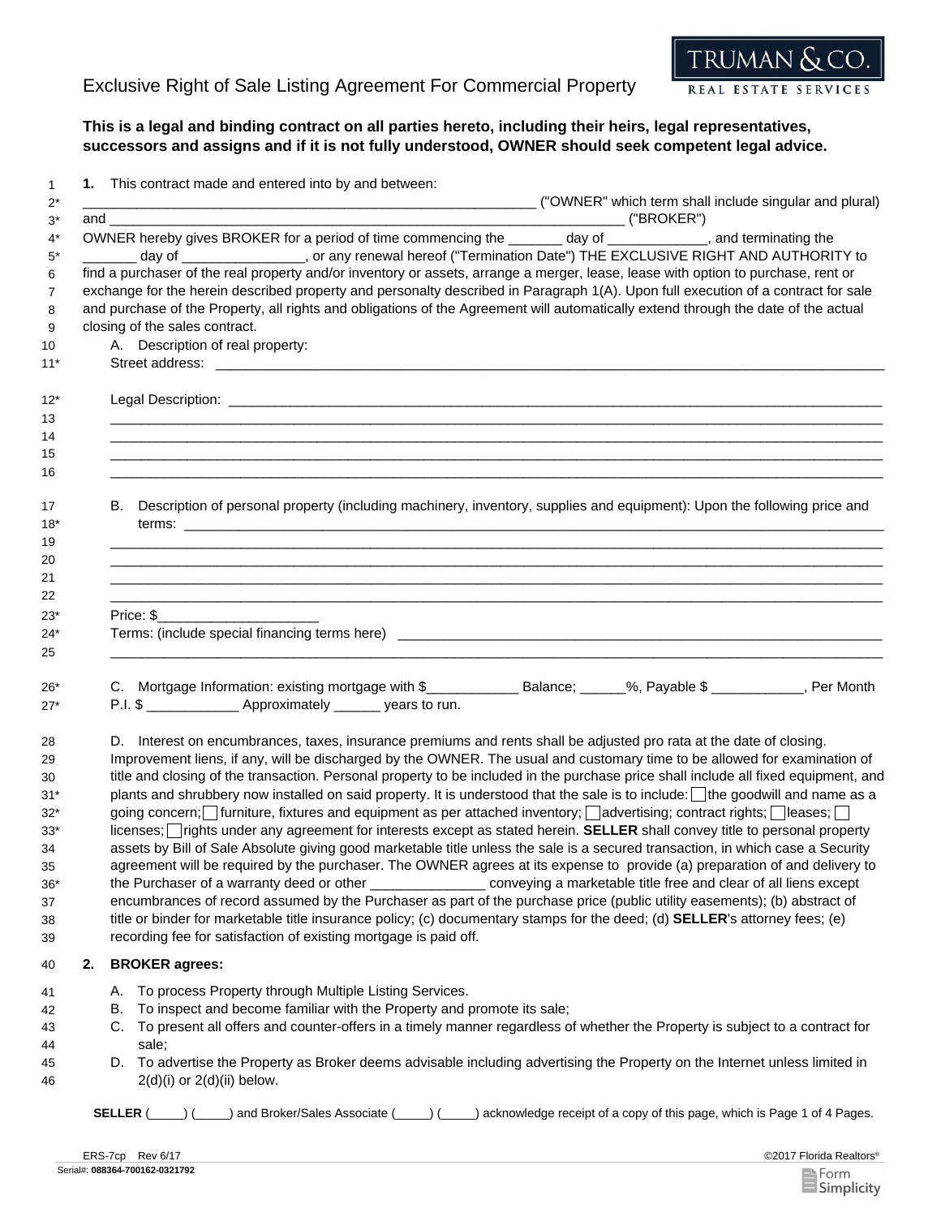# Exclusive Right of Sale Listing Agreement For Commercial Property

**This is a legal and binding contract on all parties hereto, including their heirs, legal representatives, successors and assigns and if it is not fully understood, OWNER should seek competent legal advice.**

1 **1.** This contract made and entered into by and between:
2* ____________________________________________________________ ("OWNER" which term shall include singular and plural)
3* and ____________________________________________________________________ ("BROKER")
4* OWNER hereby gives BROKER for a period of time commencing the _______ day of _____________, and terminating the
5* _______ day of ________________, or any renewal hereof ("Termination Date") THE EXCLUSIVE RIGHT AND AUTHORITY to
6 find a purchaser of the real property and/or inventory or assets, arrange a merger, lease, lease with option to purchase, rent or
7 exchange for the herein described property and personalty described in Paragraph 1(A). Upon full execution of a contract for sale
8 and purchase of the Property, all rights and obligations of the Agreement will automatically extend through the date of the actual
9 closing of the sales contract.

10 A. Description of real property:
11* Street address: ______________________________________________________________________________________

12* Legal Description: ____________________________________________________________________________________
13 ______________________________________________________________________________________________________
14 ______________________________________________________________________________________________________
15 ______________________________________________________________________________________________________
16 ______________________________________________________________________________________________________

17 B. Description of personal property (including machinery, inventory, supplies and equipment): Upon the following price and
18* terms: ______________________________________________________________________________________________
19 ______________________________________________________________________________________________________
20 ______________________________________________________________________________________________________
21 ______________________________________________________________________________________________________
22 ______________________________________________________________________________________________________
23* Price: $_____________________
24* Terms: (include special financing terms here) ______________________________________________________________
25 ______________________________________________________________________________________________________

26* C. Mortgage Information: existing mortgage with $____________ Balance; ______%, Payable $ ____________, Per Month
27* P.I. $ ____________ Approximately ______ years to run.

28 D. Interest on encumbrances, taxes, insurance premiums and rents shall be adjusted pro rata at the date of closing.
29 Improvement liens, if any, will be discharged by the OWNER. The usual and customary time to be allowed for examination of
30 title and closing of the transaction. Personal property to be included in the purchase price shall include all fixed equipment, and
31* plants and shrubbery now installed on said property. It is understood that the sale is to include: ☐ the goodwill and name as a
32* going concern; ☐ furniture, fixtures and equipment as per attached inventory; ☐ advertising; contract rights; ☐ leases; ☐
33* licenses; ☐ rights under any agreement for interests except as stated herein. **SELLER** shall convey title to personal property
34 assets by Bill of Sale Absolute giving good marketable title unless the sale is a secured transaction, in which case a Security
35 agreement will be required by the purchaser. The OWNER agrees at its expense to provide (a) preparation of and delivery to
36* the Purchaser of a warranty deed or other _______________ conveying a marketable title free and clear of all liens except
37 encumbrances of record assumed by the Purchaser as part of the purchase price (public utility easements); (b) abstract of
38 title or binder for marketable title insurance policy; (c) documentary stamps for the deed; (d) **SELLER**'s attorney fees; (e)
39 recording fee for satisfaction of existing mortgage is paid off.

40 **2. BROKER agrees:**

41 A. To process Property through Multiple Listing Services.
42 B. To inspect and become familiar with the Property and promote its sale;
43 C. To present all offers and counter-offers in a timely manner regardless of whether the Property is subject to a contract for
44 sale;
45 D. To advertise the Property as Broker deems advisable including advertising the Property on the Internet unless limited in
46 2(d)(i) or 2(d)(ii) below.

**SELLER** (_____) (_____) and Broker/Sales Associate (_____) (_____) acknowledge receipt of a copy of this page, which is Page 1 of 4 Pages.

ERS-7cp Rev 6/17 ©2017 Florida Realtors®
Serial#: **088364-700162-0321792**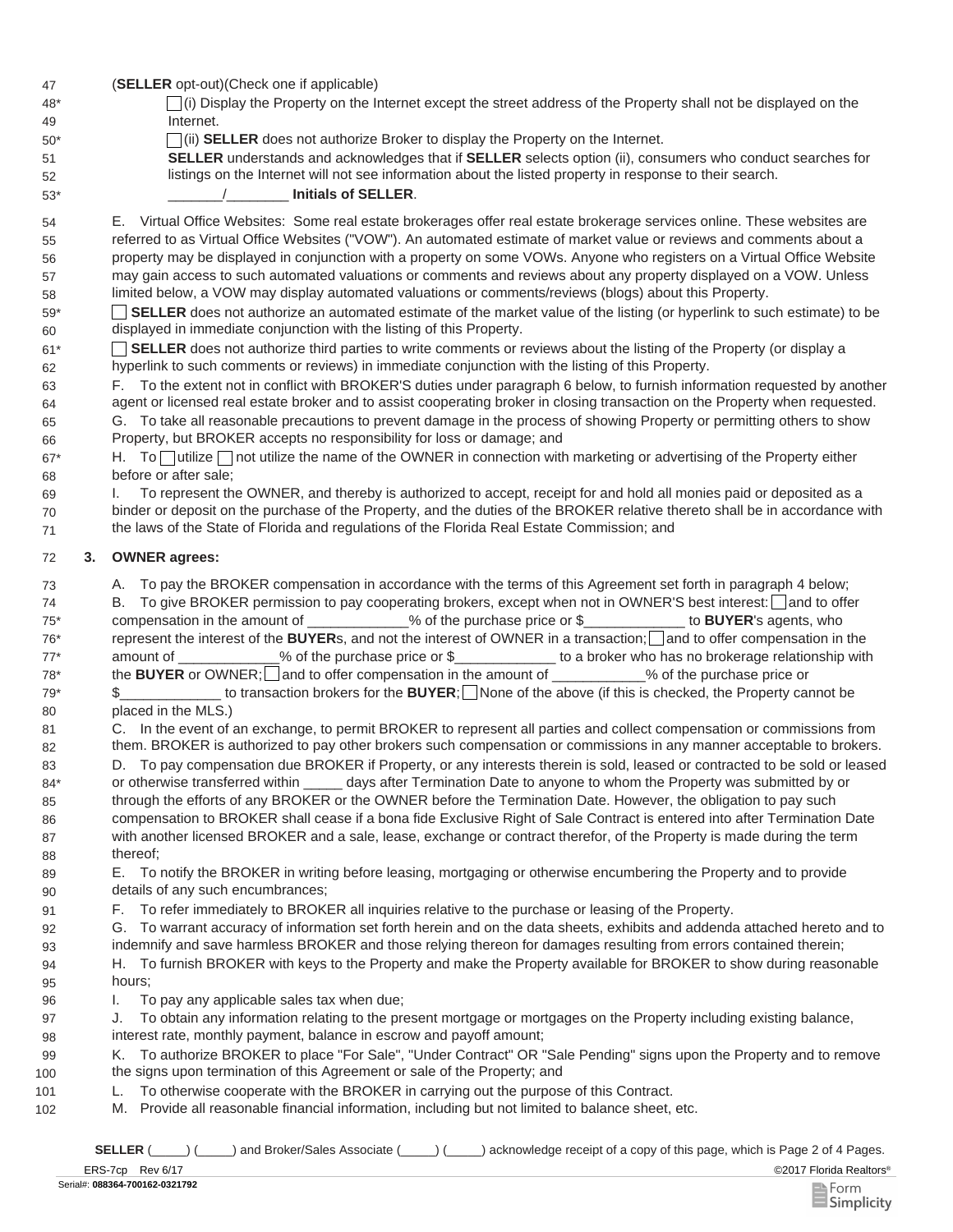(**SELLER** opt-out)(Check one if applicable)

☐ (i) Display the Property on the Internet except the street address of the Property shall not be displayed on the Internet.

☐ (ii) **SELLER** does not authorize Broker to display the Property on the Internet.

**SELLER** understands and acknowledges that if **SELLER** selects option (ii), consumers who conduct searches for listings on the Internet will not see information about the listed property in response to their search.

_______/________ **Initials of SELLER**.

E. Virtual Office Websites: Some real estate brokerages offer real estate brokerage services online. These websites are referred to as Virtual Office Websites ("VOW"). An automated estimate of market value or reviews and comments about a property may be displayed in conjunction with a property on some VOWs. Anyone who registers on a Virtual Office Website may gain access to such automated valuations or comments and reviews about any property displayed on a VOW. Unless limited below, a VOW may display automated valuations or comments/reviews (blogs) about this Property.

☐ **SELLER** does not authorize an automated estimate of the market value of the listing (or hyperlink to such estimate) to be displayed in immediate conjunction with the listing of this Property.

☐ **SELLER** does not authorize third parties to write comments or reviews about the listing of the Property (or display a hyperlink to such comments or reviews) in immediate conjunction with the listing of this Property.

F. To the extent not in conflict with BROKER'S duties under paragraph 6 below, to furnish information requested by another agent or licensed real estate broker and to assist cooperating broker in closing transaction on the Property when requested.

G. To take all reasonable precautions to prevent damage in the process of showing Property or permitting others to show Property, but BROKER accepts no responsibility for loss or damage; and

H. To ☐ utilize ☐ not utilize the name of the OWNER in connection with marketing or advertising of the Property either before or after sale;

I. To represent the OWNER, and thereby is authorized to accept, receipt for and hold all monies paid or deposited as a binder or deposit on the purchase of the Property, and the duties of the BROKER relative thereto shall be in accordance with the laws of the State of Florida and regulations of the Florida Real Estate Commission; and

**3. OWNER agrees:**

A. To pay the BROKER compensation in accordance with the terms of this Agreement set forth in paragraph 4 below;

B. To give BROKER permission to pay cooperating brokers, except when not in OWNER'S best interest: ☐ and to offer compensation in the amount of _____________% of the purchase price or $_____________ to **BUYER**'s agents, who represent the interest of the **BUYER**s, and not the interest of OWNER in a transaction; ☐ and to offer compensation in the amount of _____________% of the purchase price or $_____________ to a broker who has no brokerage relationship with the **BUYER** or OWNER; ☐ and to offer compensation in the amount of ____________% of the purchase price or $_____________ to transaction brokers for the **BUYER**; ☐ None of the above (if this is checked, the Property cannot be placed in the MLS.)

C. In the event of an exchange, to permit BROKER to represent all parties and collect compensation or commissions from them. BROKER is authorized to pay other brokers such compensation or commissions in any manner acceptable to brokers.

D. To pay compensation due BROKER if Property, or any interests therein is sold, leased or contracted to be sold or leased or otherwise transferred within _____ days after Termination Date to anyone to whom the Property was submitted by or through the efforts of any BROKER or the OWNER before the Termination Date. However, the obligation to pay such compensation to BROKER shall cease if a bona fide Exclusive Right of Sale Contract is entered into after Termination Date with another licensed BROKER and a sale, lease, exchange or contract therefor, of the Property is made during the term thereof;

E. To notify the BROKER in writing before leasing, mortgaging or otherwise encumbering the Property and to provide details of any such encumbrances;

F. To refer immediately to BROKER all inquiries relative to the purchase or leasing of the Property.

G. To warrant accuracy of information set forth herein and on the data sheets, exhibits and addenda attached hereto and to indemnify and save harmless BROKER and those relying thereon for damages resulting from errors contained therein;

H. To furnish BROKER with keys to the Property and make the Property available for BROKER to show during reasonable hours;

I. To pay any applicable sales tax when due;

J. To obtain any information relating to the present mortgage or mortgages on the Property including existing balance, interest rate, monthly payment, balance in escrow and payoff amount;

K. To authorize BROKER to place "For Sale", "Under Contract" OR "Sale Pending" signs upon the Property and to remove the signs upon termination of this Agreement or sale of the Property; and

L. To otherwise cooperate with the BROKER in carrying out the purpose of this Contract.

M. Provide all reasonable financial information, including but not limited to balance sheet, etc.

**SELLER** (_____) (_____) and Broker/Sales Associate (_____) (_____) acknowledge receipt of a copy of this page, which is Page 2 of 4 Pages.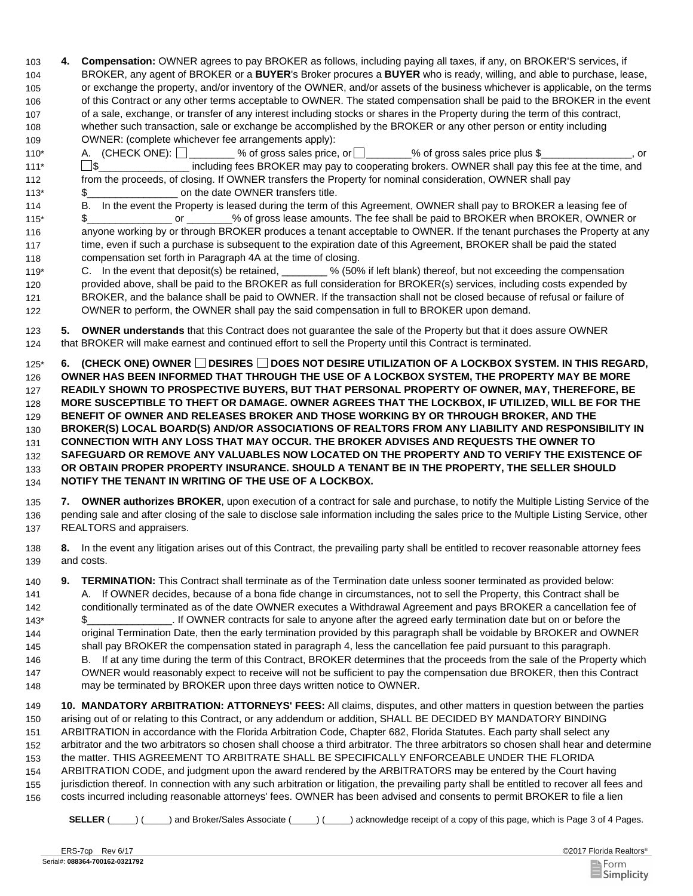**4. Compensation:** OWNER agrees to pay BROKER as follows, including paying all taxes, if any, on BROKER'S services, if BROKER, any agent of BROKER or a **BUYER**'s Broker procures a **BUYER** who is ready, willing, and able to purchase, lease, or exchange the property, and/or inventory of the OWNER, and/or assets of the business whichever is applicable, on the terms of this Contract or any other terms acceptable to OWNER. The stated compensation shall be paid to the BROKER in the event of a sale, exchange, or transfer of any interest including stocks or shares in the Property during the term of this contract, whether such transaction, sale or exchange be accomplished by the BROKER or any other person or entity including OWNER: (complete whichever fee arrangements apply):

A. (CHECK ONE): ☐ ________ % of gross sales price, or ☐ ________% of gross sales price plus $________________, or ☐ $________________ including fees BROKER may pay to cooperating brokers. OWNER shall pay this fee at the time, and from the proceeds, of closing. If OWNER transfers the Property for nominal consideration, OWNER shall pay $________________ on the date OWNER transfers title.

B. In the event the Property is leased during the term of this Agreement, OWNER shall pay to BROKER a leasing fee of $_______________ or ________% of gross lease amounts. The fee shall be paid to BROKER when BROKER, OWNER or anyone working by or through BROKER produces a tenant acceptable to OWNER. If the tenant purchases the Property at any time, even if such a purchase is subsequent to the expiration date of this Agreement, BROKER shall be paid the stated compensation set forth in Paragraph 4A at the time of closing.

C. In the event that deposit(s) be retained, ________ % (50% if left blank) thereof, but not exceeding the compensation provided above, shall be paid to the BROKER as full consideration for BROKER(s) services, including costs expended by BROKER, and the balance shall be paid to OWNER. If the transaction shall not be closed because of refusal or failure of OWNER to perform, the OWNER shall pay the said compensation in full to BROKER upon demand.

**5. OWNER understands** that this Contract does not guarantee the sale of the Property but that it does assure OWNER that BROKER will make earnest and continued effort to sell the Property until this Contract is terminated.

**6. (CHECK ONE) OWNER ☐ DESIRES ☐ DOES NOT DESIRE UTILIZATION OF A LOCKBOX SYSTEM. IN THIS REGARD, OWNER HAS BEEN INFORMED THAT THROUGH THE USE OF A LOCKBOX SYSTEM, THE PROPERTY MAY BE MORE READILY SHOWN TO PROSPECTIVE BUYERS, BUT THAT PERSONAL PROPERTY OF OWNER, MAY, THEREFORE, BE MORE SUSCEPTIBLE TO THEFT OR DAMAGE. OWNER AGREES THAT THE LOCKBOX, IF UTILIZED, WILL BE FOR THE BENEFIT OF OWNER AND RELEASES BROKER AND THOSE WORKING BY OR THROUGH BROKER, AND THE BROKER(S) LOCAL BOARD(S) AND/OR ASSOCIATIONS OF REALTORS FROM ANY LIABILITY AND RESPONSIBILITY IN CONNECTION WITH ANY LOSS THAT MAY OCCUR. THE BROKER ADVISES AND REQUESTS THE OWNER TO SAFEGUARD OR REMOVE ANY VALUABLES NOW LOCATED ON THE PROPERTY AND TO VERIFY THE EXISTENCE OF OR OBTAIN PROPER PROPERTY INSURANCE. SHOULD A TENANT BE IN THE PROPERTY, THE SELLER SHOULD NOTIFY THE TENANT IN WRITING OF THE USE OF A LOCKBOX.**

**7. OWNER authorizes BROKER**, upon execution of a contract for sale and purchase, to notify the Multiple Listing Service of the pending sale and after closing of the sale to disclose sale information including the sales price to the Multiple Listing Service, other REALTORS and appraisers.

**8.** In the event any litigation arises out of this Contract, the prevailing party shall be entitled to recover reasonable attorney fees and costs.

**9. TERMINATION:** This Contract shall terminate as of the Termination date unless sooner terminated as provided below:

A. If OWNER decides, because of a bona fide change in circumstances, not to sell the Property, this Contract shall be conditionally terminated as of the date OWNER executes a Withdrawal Agreement and pays BROKER a cancellation fee of $_______________. If OWNER contracts for sale to anyone after the agreed early termination date but on or before the original Termination Date, then the early termination provided by this paragraph shall be voidable by BROKER and OWNER shall pay BROKER the compensation stated in paragraph 4, less the cancellation fee paid pursuant to this paragraph.

B. If at any time during the term of this Contract, BROKER determines that the proceeds from the sale of the Property which OWNER would reasonably expect to receive will not be sufficient to pay the compensation due BROKER, then this Contract may be terminated by BROKER upon three days written notice to OWNER.

**10. MANDATORY ARBITRATION: ATTORNEYS' FEES:** All claims, disputes, and other matters in question between the parties arising out of or relating to this Contract, or any addendum or addition, SHALL BE DECIDED BY MANDATORY BINDING ARBITRATION in accordance with the Florida Arbitration Code, Chapter 682, Florida Statutes. Each party shall select any arbitrator and the two arbitrators so chosen shall choose a third arbitrator. The three arbitrators so chosen shall hear and determine the matter. THIS AGREEMENT TO ARBITRATE SHALL BE SPECIFICALLY ENFORCEABLE UNDER THE FLORIDA ARBITRATION CODE, and judgment upon the award rendered by the ARBITRATORS may be entered by the Court having jurisdiction thereof. In connection with any such arbitration or litigation, the prevailing party shall be entitled to recover all fees and costs incurred including reasonable attorneys' fees. OWNER has been advised and consents to permit BROKER to file a lien

**SELLER** (_____) (_____) and Broker/Sales Associate (_____) (_____) acknowledge receipt of a copy of this page, which is Page 3 of 4 Pages.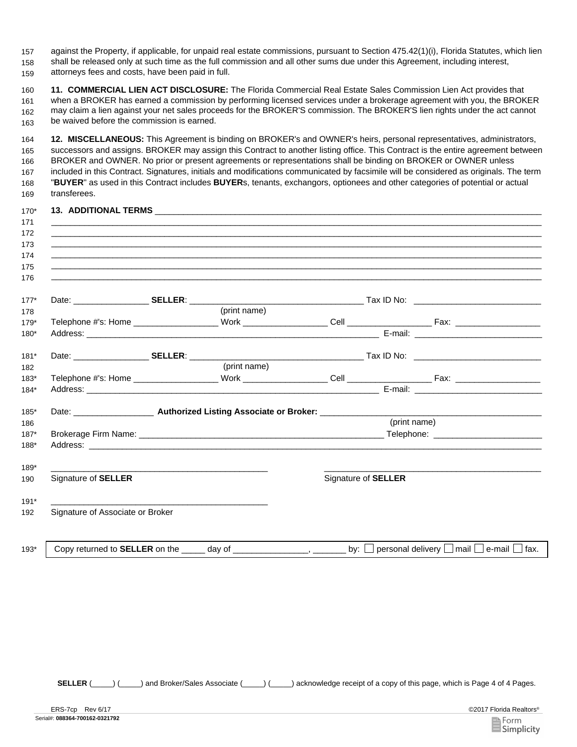against the Property, if applicable, for unpaid real estate commissions, pursuant to Section 475.42(1)(i), Florida Statutes, which lien shall be released only at such time as the full commission and all other sums due under this Agreement, including interest, attorneys fees and costs, have been paid in full.

**11. COMMERCIAL LIEN ACT DISCLOSURE:** The Florida Commercial Real Estate Sales Commission Lien Act provides that when a BROKER has earned a commission by performing licensed services under a brokerage agreement with you, the BROKER may claim a lien against your net sales proceeds for the BROKER'S commission. The BROKER'S lien rights under the act cannot be waived before the commission is earned.

**12. MISCELLANEOUS:** This Agreement is binding on BROKER's and OWNER's heirs, personal representatives, administrators, successors and assigns. BROKER may assign this Contract to another listing office. This Contract is the entire agreement between BROKER and OWNER. No prior or present agreements or representations shall be binding on BROKER or OWNER unless included in this Contract. Signatures, initials and modifications communicated by facsimile will be considered as originals. The term "**BUYER**" as used in this Contract includes **BUYER**s, tenants, exchangors, optionees and other categories of potential or actual transferees.

**13. ADDITIONAL TERMS** ______________________________________________________________________________

______________________________________________________________________________________________

______________________________________________________________________________________________

______________________________________________________________________________________________

______________________________________________________________________________________________

______________________________________________________________________________________________

______________________________________________________________________________________________

Date: ________________ **SELLER**: ____________________________________ Tax ID No: ___________________________
(print name)
Telephone #'s: Home _________________ Work _________________ Cell _________________ Fax: _________________
Address: _____________________________________________________________ E-mail: ___________________________

Date: ________________ **SELLER**: ____________________________________ Tax ID No: ___________________________
(print name)
Telephone #'s: Home _________________ Work _________________ Cell _________________ Fax: _________________
Address: _____________________________________________________________ E-mail: ___________________________

Date: ________________ **Authorized Listing Associate or Broker:** _____________________________________________
(print name)
Brokerage Firm Name: ____________________________________________________ Telephone: _______________________
Address: ______________________________________________________________________________________________

_____________________________________________ _____________________________________________
Signature of **SELLER** Signature of **SELLER**

_____________________________________________
Signature of Associate or Broker

Copy returned to **SELLER** on the _____ day of _______________, _______ by: ☐ personal delivery ☐ mail ☐ e-mail ☐ fax.

**SELLER** (_____) (_____) and Broker/Sales Associate (_____) (_____) acknowledge receipt of a copy of this page, which is Page 4 of 4 Pages.

ERS-7cp Rev 6/17 ©2017 Florida Realtors®
Serial#: 088364-700162-0321792